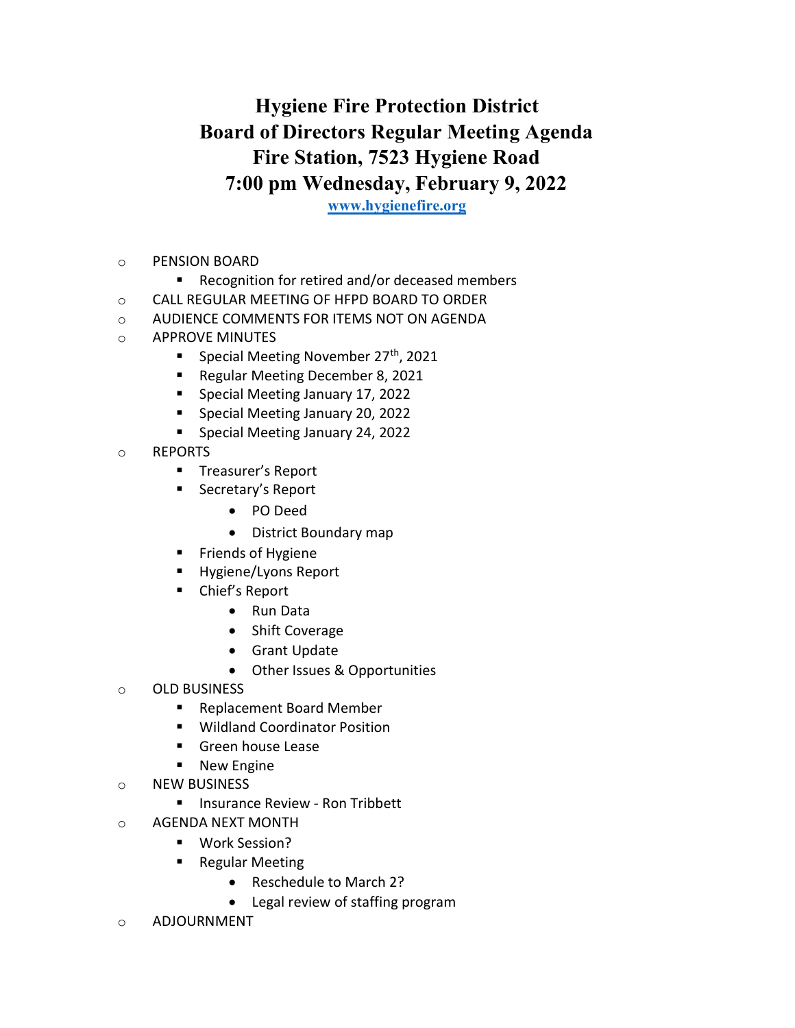# Hygiene Fire Protection District
# Board of Directors Regular Meeting Agenda
# Fire Station, 7523 Hygiene Road
# 7:00 pm Wednesday, February 9, 2022

**www.hygienefire.org**

- PENSION BOARD
  - Recognition for retired and/or deceased members
- CALL REGULAR MEETING OF HFPD BOARD TO ORDER
- AUDIENCE COMMENTS FOR ITEMS NOT ON AGENDA
- APPROVE MINUTES
  - Special Meeting November 27th, 2021
  - Regular Meeting December 8, 2021
  - Special Meeting January 17, 2022
  - Special Meeting January 20, 2022
  - Special Meeting January 24, 2022
- REPORTS
  - Treasurer's Report
  - Secretary's Report
    - PO Deed
    - District Boundary map
  - Friends of Hygiene
  - Hygiene/Lyons Report
  - Chief's Report
    - Run Data
    - Shift Coverage
    - Grant Update
    - Other Issues & Opportunities
- OLD BUSINESS
  - Replacement Board Member
  - Wildland Coordinator Position
  - Green house Lease
  - New Engine
- NEW BUSINESS
  - Insurance Review - Ron Tribbett
- AGENDA NEXT MONTH
  - Work Session?
  - Regular Meeting
    - Reschedule to March 2?
    - Legal review of staffing program
- ADJOURNMENT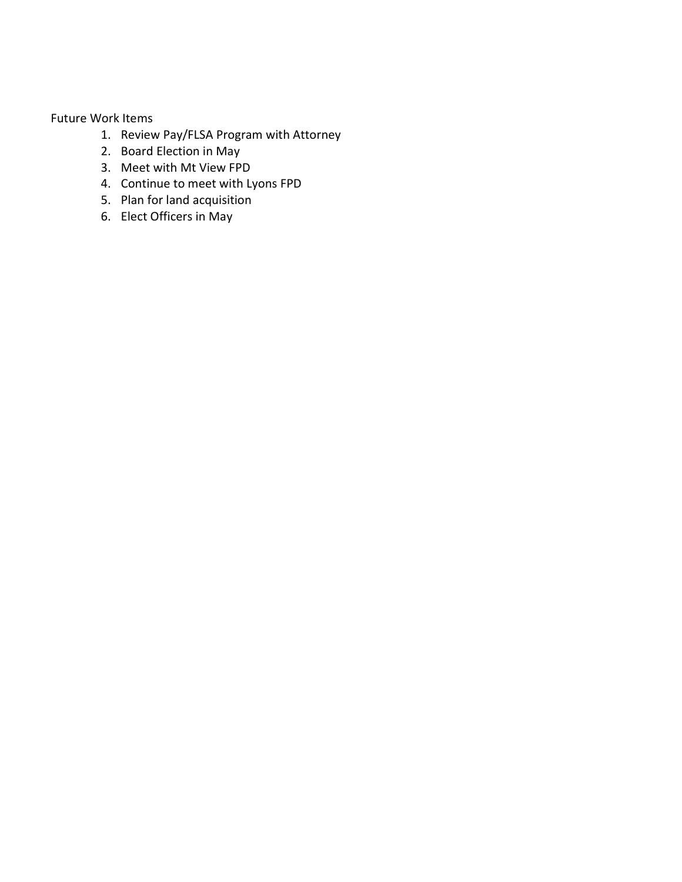Future Work Items

1. Review Pay/FLSA Program with Attorney
2. Board Election in May
3. Meet with Mt View FPD
4. Continue to meet with Lyons FPD
5. Plan for land acquisition
6. Elect Officers in May